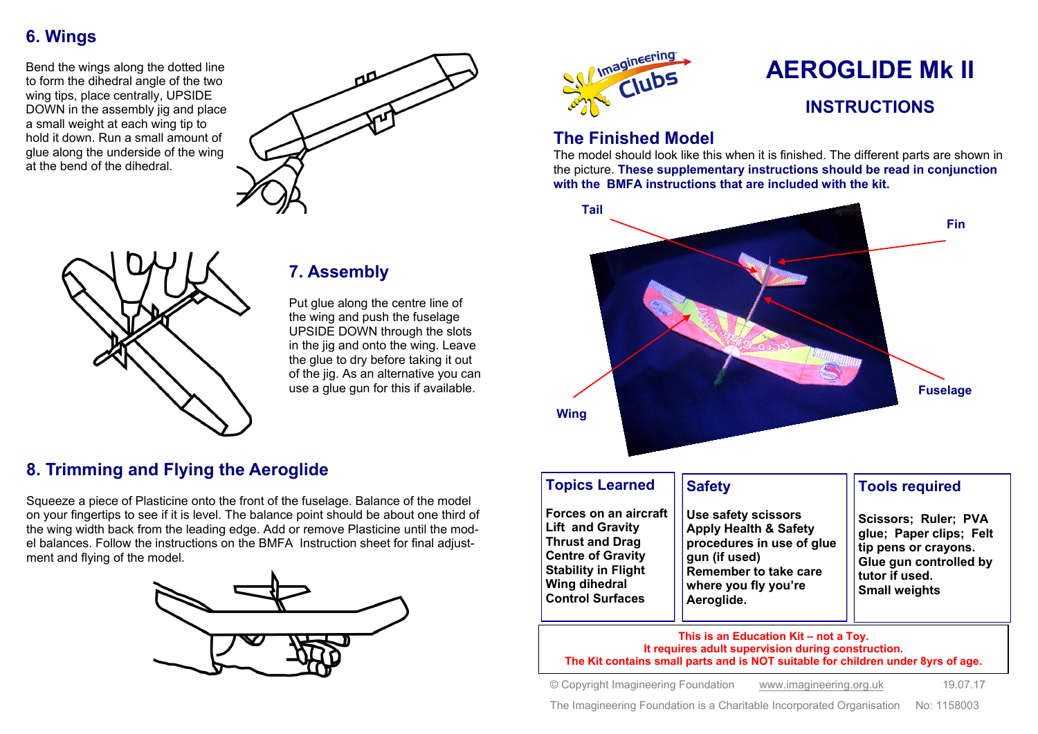## 6. Wings

Bend the wings along the dotted line to form the dihedral angle of the two wing tips, place centrally, UPSIDE DOWN in the assembly jig and place a small weight at each wing tip to hold it down. Run a small amount of glue along the underside of the wing at the bend of the dihedral.

## 7. Assembly

Put glue along the centre line of the wing and push the fuselage UPSIDE DOWN through the slots in the jig and onto the wing. Leave the glue to dry before taking it out of the jig. As an alternative you can use a glue gun for this if available.

## 8. Trimming and Flying the Aeroglide

Squeeze a piece of Plasticine onto the front of the fuselage. Balance of the model on your fingertips to see if it is level. The balance point should be about one third of the wing width back from the leading edge. Add or remove Plasticine until the model balances. Follow the instructions on the BMFA Instruction sheet for final adjustment and flying of the model.

Imagineering Clubs

# AEROGLIDE Mk II

## INSTRUCTIONS

## The Finished Model

The model should look like this when it is finished. The different parts are shown in the picture. **These supplementary instructions should be read in conjunction with the BMFA instructions that are included with the kit.**

Tail — Fin — Wing — Fuselage

### Topics Learned

**Forces on an aircraft**
**Lift and Gravity**
**Thrust and Drag**
**Centre of Gravity**
**Stability in Flight**
**Wing dihedral**
**Control Surfaces**

### Safety

**Use safety scissors**
**Apply Health & Safety procedures in use of glue gun (if used)**
**Remember to take care where you fly you're Aeroglide.**

### Tools required

**Scissors; Ruler; PVA glue; Paper clips; Felt tip pens or crayons.**
**Glue gun controlled by tutor if used.**
**Small weights**

**This is an Education Kit – not a Toy.**
**It requires adult supervision during construction.**
**The Kit contains small parts and is NOT suitable for children under 8yrs of age.**

© Copyright Imagineering Foundation www.imagineering.org.uk 19.07.17

The Imagineering Foundation is a Charitable Incorporated Organisation No: 1158003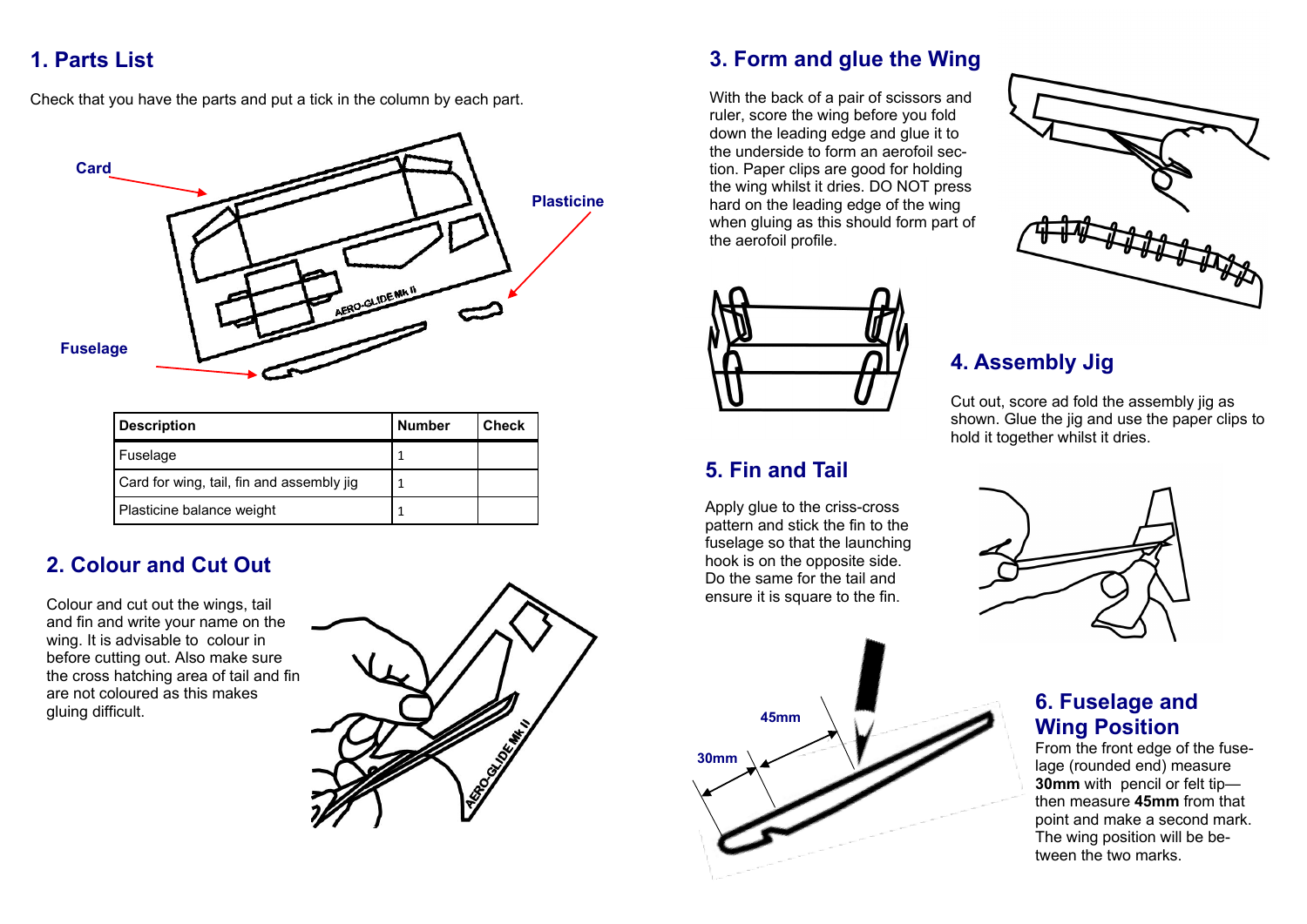## 1. Parts List

Check that you have the parts and put a tick in the column by each part.

Card

Plasticine

Fuselage

AERO-GLIDE Mk II

| Description | Number | Check |
|---|---|---|
| Fuselage | 1 | |
| Card for wing, tail, fin and assembly jig | 1 | |
| Plasticine balance weight | 1 | |

## 2. Colour and Cut Out

Colour and cut out the wings, tail and fin and write your name on the wing. It is advisable to colour in before cutting out. Also make sure the cross hatching area of tail and fin are not coloured as this makes gluing difficult.

AERO-GLIDE Mk II

## 3. Form and glue the Wing

With the back of a pair of scissors and ruler, score the wing before you fold down the leading edge and glue it to the underside to form an aerofoil section. Paper clips are good for holding the wing whilst it dries. DO NOT press hard on the leading edge of the wing when gluing as this should form part of the aerofoil profile.

## 4. Assembly Jig

Cut out, score ad fold the assembly jig as shown. Glue the jig and use the paper clips to hold it together whilst it dries.

## 5. Fin and Tail

Apply glue to the criss-cross pattern and stick the fin to the fuselage so that the launching hook is on the opposite side. Do the same for the tail and ensure it is square to the fin.

45mm

30mm

## 6. Fuselage and Wing Position

From the front edge of the fuselage (rounded end) measure **30mm** with pencil or felt tip—then measure **45mm** from that point and make a second mark. The wing position will be between the two marks.